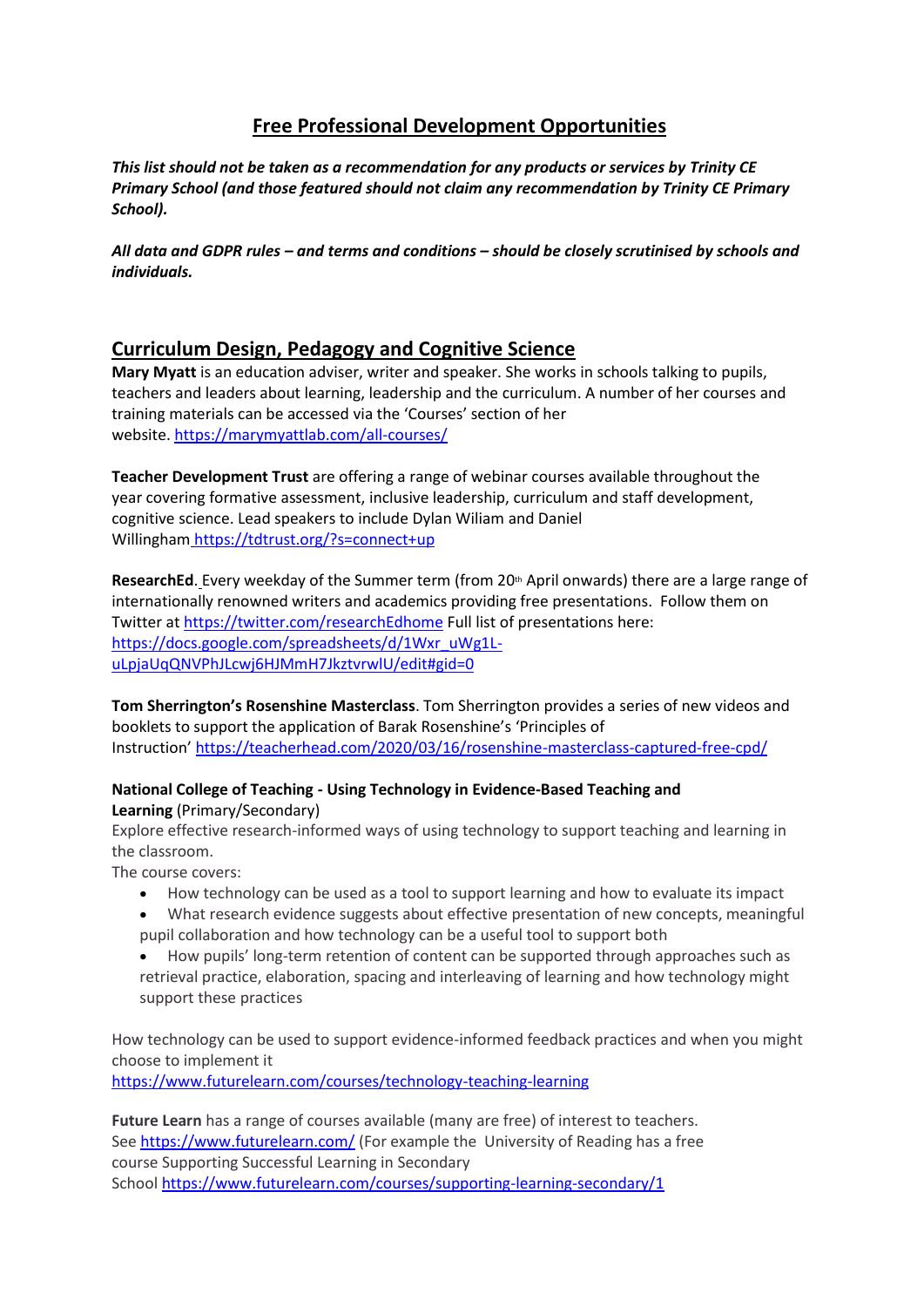# Free Professional Development Opportunities

***This list should not be taken as a recommendation for any products or services by Trinity CE Primary School (and those featured should not claim any recommendation by Trinity CE Primary School).***

***All data and GDPR rules – and terms and conditions – should be closely scrutinised by schools and individuals.***

## Curriculum Design, Pedagogy and Cognitive Science

**Mary Myatt** is an education adviser, writer and speaker. She works in schools talking to pupils, teachers and leaders about learning, leadership and the curriculum. A number of her courses and training materials can be accessed via the 'Courses' section of her website. https://marymyattlab.com/all-courses/

**Teacher Development Trust** are offering a range of webinar courses available throughout the year covering formative assessment, inclusive leadership, curriculum and staff development, cognitive science. Lead speakers to include Dylan Wiliam and Daniel Willingham https://tdtrust.org/?s=connect+up

**ResearchEd**. Every weekday of the Summer term (from 20th April onwards) there are a large range of internationally renowned writers and academics providing free presentations. Follow them on Twitter at https://twitter.com/researchEdhome Full list of presentations here: https://docs.google.com/spreadsheets/d/1Wxr_uWg1L-uLpjaUqQNVPhJLcwj6HJMmH7JkztvrwlU/edit#gid=0

**Tom Sherrington's Rosenshine Masterclass**. Tom Sherrington provides a series of new videos and booklets to support the application of Barak Rosenshine's 'Principles of Instruction' https://teacherhead.com/2020/03/16/rosenshine-masterclass-captured-free-cpd/

**National College of Teaching - Using Technology in Evidence-Based Teaching and Learning** (Primary/Secondary)

Explore effective research-informed ways of using technology to support teaching and learning in the classroom.

The course covers:

- How technology can be used as a tool to support learning and how to evaluate its impact
- What research evidence suggests about effective presentation of new concepts, meaningful pupil collaboration and how technology can be a useful tool to support both
- How pupils' long-term retention of content can be supported through approaches such as retrieval practice, elaboration, spacing and interleaving of learning and how technology might support these practices

How technology can be used to support evidence-informed feedback practices and when you might choose to implement it

https://www.futurelearn.com/courses/technology-teaching-learning

**Future Learn** has a range of courses available (many are free) of interest to teachers. See https://www.futurelearn.com/ (For example the University of Reading has a free course Supporting Successful Learning in Secondary School https://www.futurelearn.com/courses/supporting-learning-secondary/1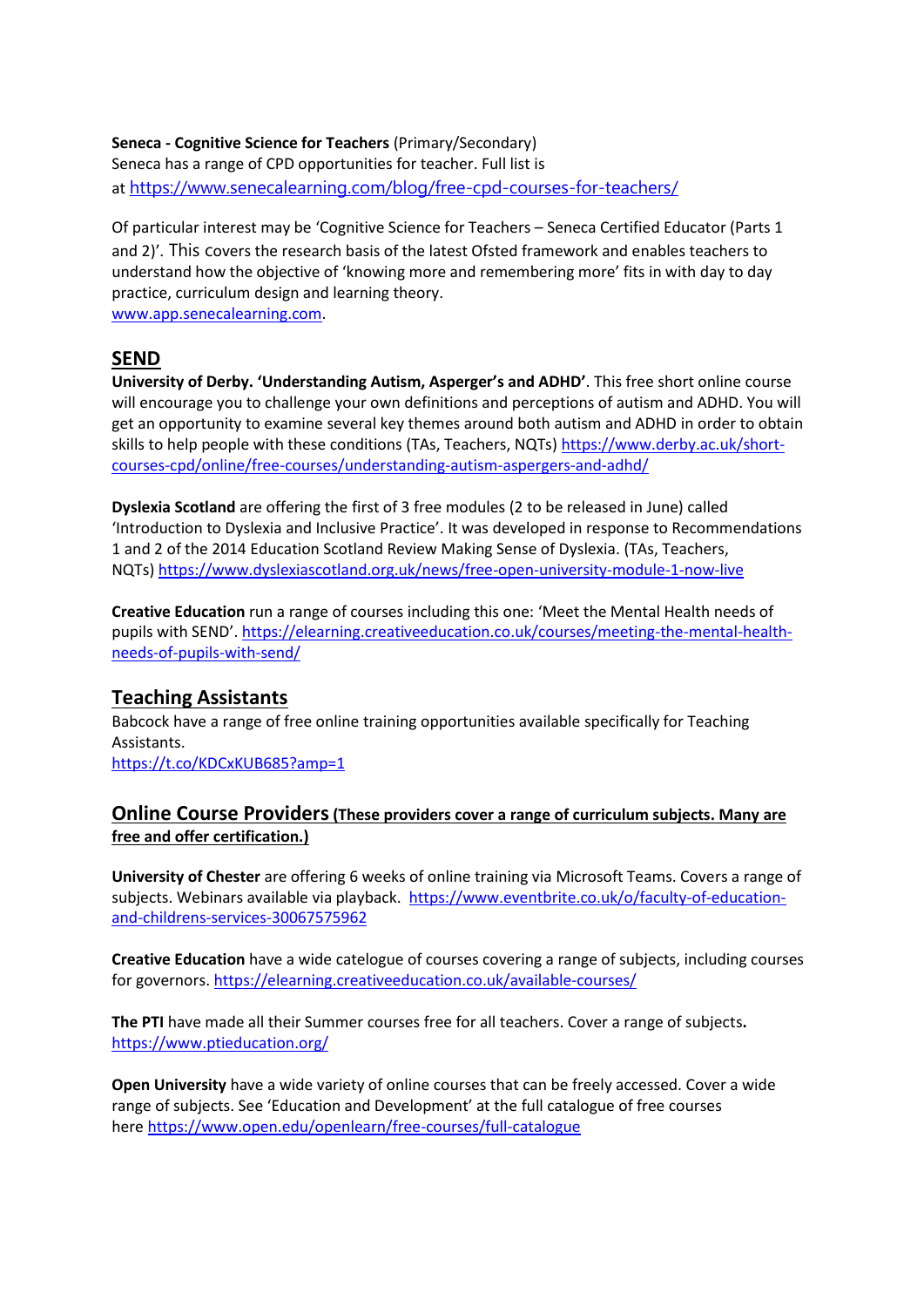**Seneca - Cognitive Science for Teachers** (Primary/Secondary)
Seneca has a range of CPD opportunities for teacher. Full list is at https://www.senecalearning.com/blog/free-cpd-courses-for-teachers/

Of particular interest may be 'Cognitive Science for Teachers – Seneca Certified Educator (Parts 1 and 2)'. This covers the research basis of the latest Ofsted framework and enables teachers to understand how the objective of 'knowing more and remembering more' fits in with day to day practice, curriculum design and learning theory.
www.app.senecalearning.com.

## SEND

**University of Derby. 'Understanding Autism, Asperger's and ADHD'**. This free short online course will encourage you to challenge your own definitions and perceptions of autism and ADHD. You will get an opportunity to examine several key themes around both autism and ADHD in order to obtain skills to help people with these conditions (TAs, Teachers, NQTs) https://www.derby.ac.uk/short-courses-cpd/online/free-courses/understanding-autism-aspergers-and-adhd/

**Dyslexia Scotland** are offering the first of 3 free modules (2 to be released in June) called 'Introduction to Dyslexia and Inclusive Practice'. It was developed in response to Recommendations 1 and 2 of the 2014 Education Scotland Review Making Sense of Dyslexia. (TAs, Teachers, NQTs) https://www.dyslexiascotland.org.uk/news/free-open-university-module-1-now-live

**Creative Education** run a range of courses including this one: 'Meet the Mental Health needs of pupils with SEND'. https://elearning.creativeeducation.co.uk/courses/meeting-the-mental-health-needs-of-pupils-with-send/

## Teaching Assistants

Babcock have a range of free online training opportunities available specifically for Teaching Assistants.
https://t.co/KDCxKUB685?amp=1

## Online Course Providers (These providers cover a range of curriculum subjects. Many are free and offer certification.)

**University of Chester** are offering 6 weeks of online training via Microsoft Teams. Covers a range of subjects. Webinars available via playback. https://www.eventbrite.co.uk/o/faculty-of-education-and-childrens-services-30067575962

**Creative Education** have a wide catalogue of courses covering a range of subjects, including courses for governors. https://elearning.creativeeducation.co.uk/available-courses/

**The PTI** have made all their Summer courses free for all teachers. Cover a range of subjects**.**
https://www.ptieducation.org/

**Open University** have a wide variety of online courses that can be freely accessed. Cover a wide range of subjects. See 'Education and Development' at the full catalogue of free courses here https://www.open.edu/openlearn/free-courses/full-catalogue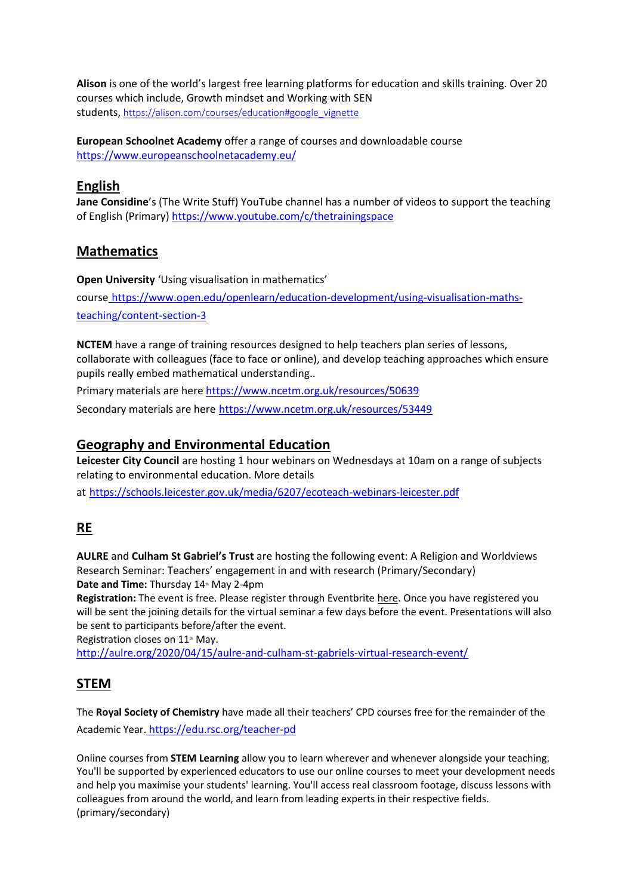**Alison** is one of the world's largest free learning platforms for education and skills training. Over 20 courses which include, Growth mindset and Working with SEN students, https://alison.com/courses/education#google_vignette

**European Schoolnet Academy** offer a range of courses and downloadable course https://www.europeanschoolnetacademy.eu/

## English

**Jane Considine**'s (The Write Stuff) YouTube channel has a number of videos to support the teaching of English (Primary) https://www.youtube.com/c/thetrainingspace

## Mathematics

**Open University** 'Using visualisation in mathematics' course https://www.open.edu/openlearn/education-development/using-visualisation-maths-teaching/content-section-3

**NCTEM** have a range of training resources designed to help teachers plan series of lessons, collaborate with colleagues (face to face or online), and develop teaching approaches which ensure pupils really embed mathematical understanding..

Primary materials are here https://www.ncetm.org.uk/resources/50639

Secondary materials are here https://www.ncetm.org.uk/resources/53449

## Geography and Environmental Education

**Leicester City Council** are hosting 1 hour webinars on Wednesdays at 10am on a range of subjects relating to environmental education. More details at https://schools.leicester.gov.uk/media/6207/ecoteach-webinars-leicester.pdf

## RE

**AULRE** and **Culham St Gabriel's Trust** are hosting the following event: A Religion and Worldviews Research Seminar: Teachers' engagement in and with research (Primary/Secondary)
**Date and Time:** Thursday 14th May 2-4pm
**Registration:** The event is free. Please register through Eventbrite here. Once you have registered you will be sent the joining details for the virtual seminar a few days before the event. Presentations will also be sent to participants before/after the event.
Registration closes on 11th May.
http://aulre.org/2020/04/15/aulre-and-culham-st-gabriels-virtual-research-event/

## STEM

The **Royal Society of Chemistry** have made all their teachers' CPD courses free for the remainder of the Academic Year. https://edu.rsc.org/teacher-pd

Online courses from **STEM Learning** allow you to learn wherever and whenever alongside your teaching. You'll be supported by experienced educators to use our online courses to meet your development needs and help you maximise your students' learning. You'll access real classroom footage, discuss lessons with colleagues from around the world, and learn from leading experts in their respective fields. (primary/secondary)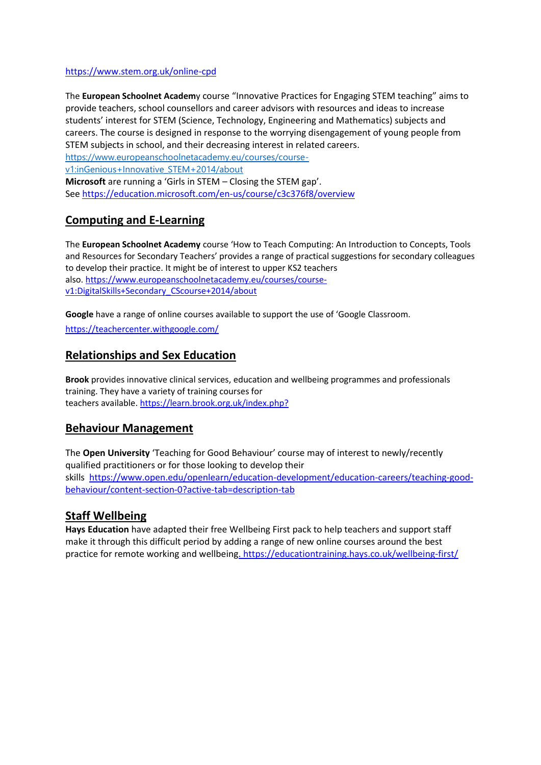https://www.stem.org.uk/online-cpd

The **European Schoolnet Academ**y course "Innovative Practices for Engaging STEM teaching" aims to provide teachers, school counsellors and career advisors with resources and ideas to increase students' interest for STEM (Science, Technology, Engineering and Mathematics) subjects and careers. The course is designed in response to the worrying disengagement of young people from STEM subjects in school, and their decreasing interest in related careers.
https://www.europeanschoolnetacademy.eu/courses/course-v1:inGenious+Innovative_STEM+2014/about
**Microsoft** are running a 'Girls in STEM – Closing the STEM gap'.
See https://education.microsoft.com/en-us/course/c3c376f8/overview

## Computing and E-Learning

The **European Schoolnet Academy** course 'How to Teach Computing: An Introduction to Concepts, Tools and Resources for Secondary Teachers' provides a range of practical suggestions for secondary colleagues to develop their practice. It might be of interest to upper KS2 teachers also. https://www.europeanschoolnetacademy.eu/courses/course-v1:DigitalSkills+Secondary_CScourse+2014/about

**Google** have a range of online courses available to support the use of 'Google Classroom.

https://teachercenter.withgoogle.com/

## Relationships and Sex Education

**Brook** provides innovative clinical services, education and wellbeing programmes and professionals training. They have a variety of training courses for teachers available. https://learn.brook.org.uk/index.php?

## Behaviour Management

The **Open University** 'Teaching for Good Behaviour' course may of interest to newly/recently qualified practitioners or for those looking to develop their skills https://www.open.edu/openlearn/education-development/education-careers/teaching-good-behaviour/content-section-0?active-tab=description-tab

## Staff Wellbeing

**Hays Education** have adapted their free Wellbeing First pack to help teachers and support staff make it through this difficult period by adding a range of new online courses around the best practice for remote working and wellbeing. https://educationtraining.hays.co.uk/wellbeing-first/